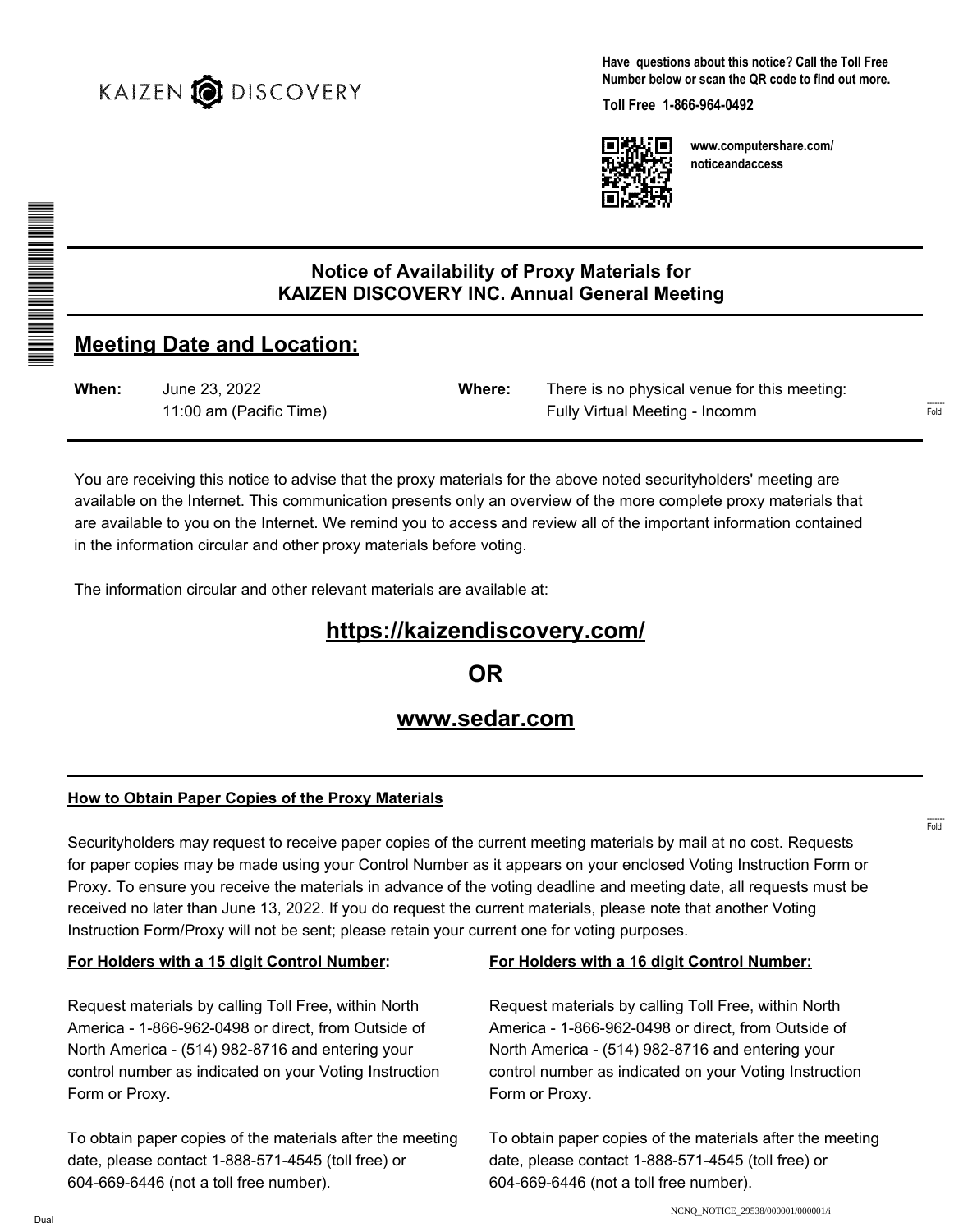KAIZEN DISCOVERY

**Have questions about this notice? Call the Toll Free Number below or scan the QR code to find out more.**

**Toll Free 1-866-964-0492**

**www.computershare.com/noticeandaccess**

# Notice of Availability of Proxy Materials for KAIZEN DISCOVERY INC. Annual General Meeting

## Meeting Date and Location:

| **When:** | June 23, 2022<br>11:00 am (Pacific Time) | **Where:** | There is no physical venue for this meeting:<br>Fully Virtual Meeting - Incomm |
|---|---|---|---|

You are receiving this notice to advise that the proxy materials for the above noted securityholders' meeting are available on the Internet. This communication presents only an overview of the more complete proxy materials that are available to you on the Internet. We remind you to access and review all of the important information contained in the information circular and other proxy materials before voting.

The information circular and other relevant materials are available at:

**https://kaizendiscovery.com/**

**OR**

**www.sedar.com**

### How to Obtain Paper Copies of the Proxy Materials

Securityholders may request to receive paper copies of the current meeting materials by mail at no cost. Requests for paper copies may be made using your Control Number as it appears on your enclosed Voting Instruction Form or Proxy. To ensure you receive the materials in advance of the voting deadline and meeting date, all requests must be received no later than June 13, 2022. If you do request the current materials, please note that another Voting Instruction Form/Proxy will not be sent; please retain your current one for voting purposes.

**For Holders with a 15 digit Control Number:**

Request materials by calling Toll Free, within North America - 1-866-962-0498 or direct, from Outside of North America - (514) 982-8716 and entering your control number as indicated on your Voting Instruction Form or Proxy.

To obtain paper copies of the materials after the meeting date, please contact 1-888-571-4545 (toll free) or 604-669-6446 (not a toll free number).

**For Holders with a 16 digit Control Number:**

Request materials by calling Toll Free, within North America - 1-866-962-0498 or direct, from Outside of North America - (514) 982-8716 and entering your control number as indicated on your Voting Instruction Form or Proxy.

To obtain paper copies of the materials after the meeting date, please contact 1-888-571-4545 (toll free) or 604-669-6446 (not a toll free number).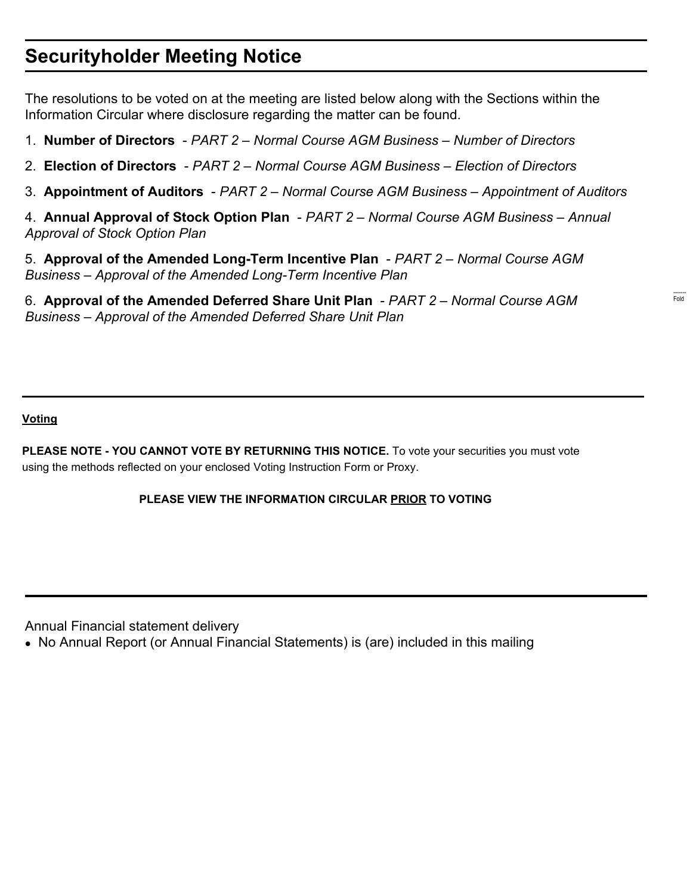# Securityholder Meeting Notice

The resolutions to be voted on at the meeting are listed below along with the Sections within the Information Circular where disclosure regarding the matter can be found.

1. **Number of Directors** - *PART 2 – Normal Course AGM Business – Number of Directors*
2. **Election of Directors** - *PART 2 – Normal Course AGM Business – Election of Directors*
3. **Appointment of Auditors** - *PART 2 – Normal Course AGM Business – Appointment of Auditors*
4. **Annual Approval of Stock Option Plan** - *PART 2 – Normal Course AGM Business – Annual Approval of Stock Option Plan*
5. **Approval of the Amended Long-Term Incentive Plan** - *PART 2 – Normal Course AGM Business – Approval of the Amended Long-Term Incentive Plan*
6. **Approval of the Amended Deferred Share Unit Plan** - *PART 2 – Normal Course AGM Business – Approval of the Amended Deferred Share Unit Plan*

Fold

**Voting**

**PLEASE NOTE - YOU CANNOT VOTE BY RETURNING THIS NOTICE.** To vote your securities you must vote using the methods reflected on your enclosed Voting Instruction Form or Proxy.

**PLEASE VIEW THE INFORMATION CIRCULAR PRIOR TO VOTING**

Annual Financial statement delivery

- No Annual Report (or Annual Financial Statements) is (are) included in this mailing